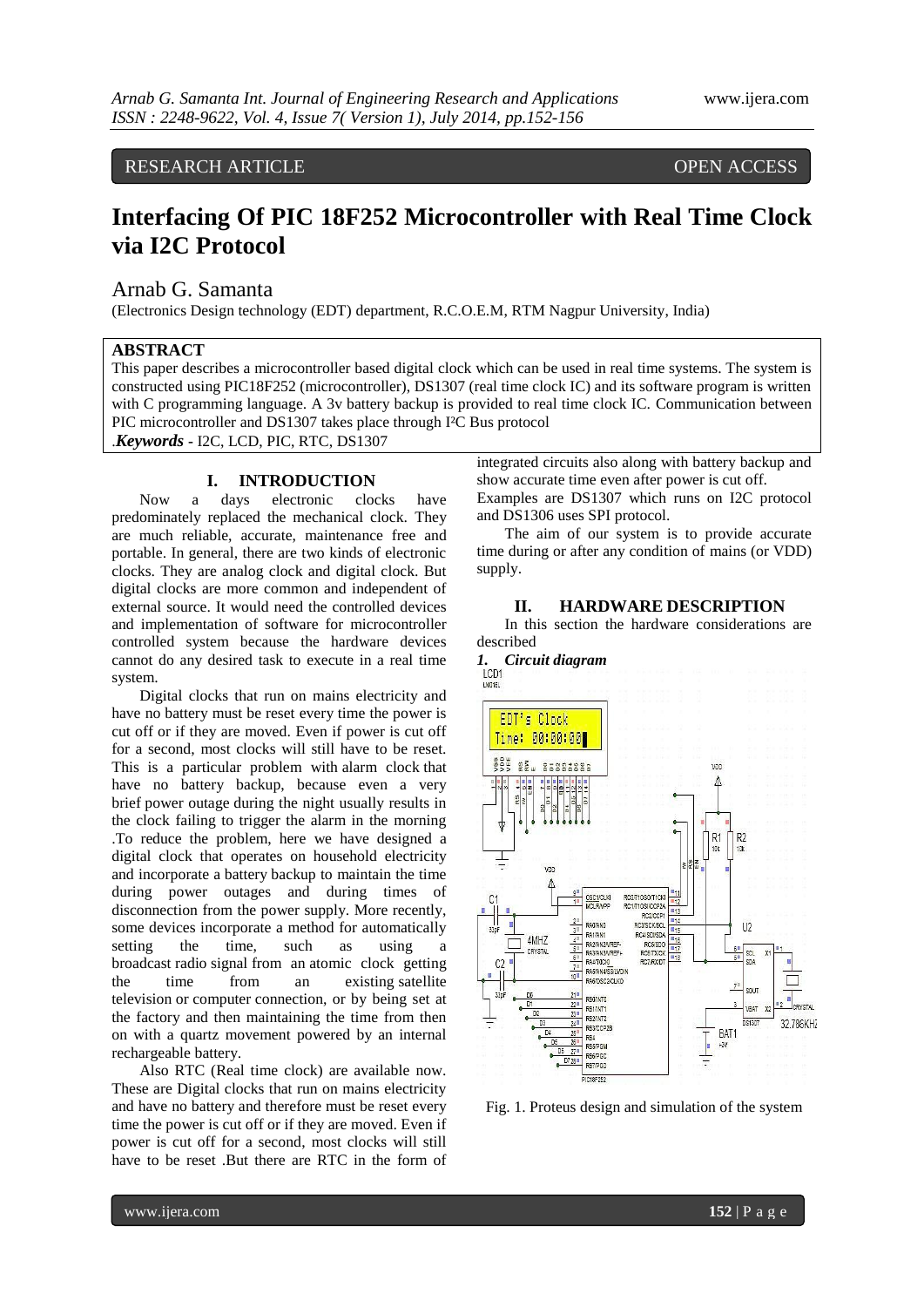RESEARCH ARTICLE OPEN ACCESS

# Interfacing Of PIC 18F252 Microcontroller with Real Time Clock via I2C Protocol

Arnab G. Samanta

(Electronics Design technology (EDT) department, R.C.O.E.M, RTM Nagpur University, India)

**ABSTRACT**

This paper describes a microcontroller based digital clock which can be used in real time systems. The system is constructed using PIC18F252 (microcontroller), DS1307 (real time clock IC) and its software program is written with C programming language. A 3v battery backup is provided to real time clock IC. Communication between PIC microcontroller and DS1307 takes place through I²C Bus protocol

.***Keywords*** **-** I2C, LCD, PIC, RTC, DS1307

## I. INTRODUCTION

Now a days electronic clocks have predominately replaced the mechanical clock. They are much reliable, accurate, maintenance free and portable. In general, there are two kinds of electronic clocks. They are analog clock and digital clock. But digital clocks are more common and independent of external source. It would need the controlled devices and implementation of software for microcontroller controlled system because the hardware devices cannot do any desired task to execute in a real time system.

Digital clocks that run on mains electricity and have no battery must be reset every time the power is cut off or if they are moved. Even if power is cut off for a second, most clocks will still have to be reset. This is a particular problem with alarm clock that have no battery backup, because even a very brief power outage during the night usually results in the clock failing to trigger the alarm in the morning .To reduce the problem, here we have designed a digital clock that operates on household electricity and incorporate a battery backup to maintain the time during power outages and during times of disconnection from the power supply. More recently, some devices incorporate a method for automatically setting the time, such as using a broadcast radio signal from an atomic clock getting the time from an existing satellite television or computer connection, or by being set at the factory and then maintaining the time from then on with a quartz movement powered by an internal rechargeable battery.

Also RTC (Real time clock) are available now. These are Digital clocks that run on mains electricity and have no battery and therefore must be reset every time the power is cut off or if they are moved. Even if power is cut off for a second, most clocks will still have to be reset .But there are RTC in the form of integrated circuits also along with battery backup and show accurate time even after power is cut off. Examples are DS1307 which runs on I2C protocol and DS1306 uses SPI protocol.

The aim of our system is to provide accurate time during or after any condition of mains (or VDD) supply.

## II. HARDWARE DESCRIPTION

In this section the hardware considerations are described

### *1. Circuit diagram*

Fig. 1. Proteus design and simulation of the system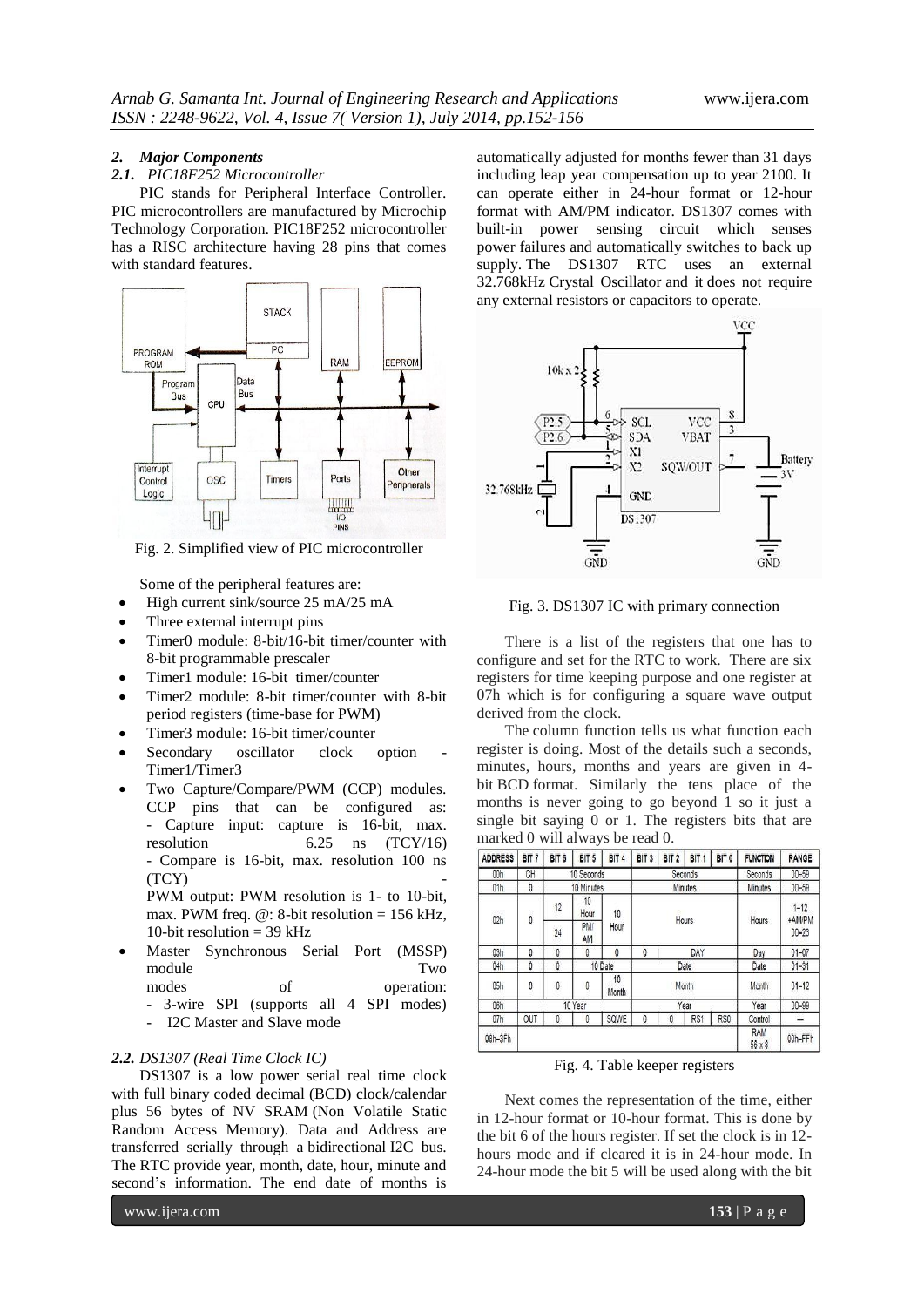### 2. Major Components

#### 2.1. PIC18F252 Microcontroller

PIC stands for Peripheral Interface Controller. PIC microcontrollers are manufactured by Microchip Technology Corporation. PIC18F252 microcontroller has a RISC architecture having 28 pins that comes with standard features.

Fig. 2. Simplified view of PIC microcontroller

Some of the peripheral features are:

- High current sink/source 25 mA/25 mA
- Three external interrupt pins
- Timer0 module: 8-bit/16-bit timer/counter with 8-bit programmable prescaler
- Timer1 module: 16-bit timer/counter
- Timer2 module: 8-bit timer/counter with 8-bit period registers (time-base for PWM)
- Timer3 module: 16-bit timer/counter
- Secondary oscillator clock option - Timer1/Timer3
- Two Capture/Compare/PWM (CCP) modules. CCP pins that can be configured as:
  - Capture input: capture is 16-bit, max. resolution 6.25 ns (TCY/16)
  - Compare is 16-bit, max. resolution 100 ns (TCY)
  - PWM output: PWM resolution is 1- to 10-bit, max. PWM freq. @: 8-bit resolution = 156 kHz, 10-bit resolution = 39 kHz
- Master Synchronous Serial Port (MSSP) module Two modes of operation:
  - 3-wire SPI (supports all 4 SPI modes)
  - I2C Master and Slave mode

#### 2.2. DS1307 (Real Time Clock IC)

DS1307 is a low power serial real time clock with full binary coded decimal (BCD) clock/calendar plus 56 bytes of NV SRAM (Non Volatile Static Random Access Memory). Data and Address are transferred serially through a bidirectional I2C bus. The RTC provide year, month, date, hour, minute and second's information. The end date of months is automatically adjusted for months fewer than 31 days including leap year compensation up to year 2100. It can operate either in 24-hour format or 12-hour format with AM/PM indicator. DS1307 comes with built-in power sensing circuit which senses power failures and automatically switches to back up supply. The DS1307 RTC uses an external 32.768kHz Crystal Oscillator and it does not require any external resistors or capacitors to operate.

Fig. 3. DS1307 IC with primary connection

There is a list of the registers that one has to configure and set for the RTC to work. There are six registers for time keeping purpose and one register at 07h which is for configuring a square wave output derived from the clock.

The column function tells us what function each register is doing. Most of the details such a seconds, minutes, hours, months and years are given in 4-bit BCD format. Similarly the tens place of the months is never going to go beyond 1 so it just a single bit saying 0 or 1. The registers bits that are marked 0 will always be read 0.

| ADDRESS | BIT 7 | BIT 6 | BIT 5 | BIT 4 | BIT 3 | BIT 2 | BIT 1 | BIT 0 | FUNCTION | RANGE |
|---|---|---|---|---|---|---|---|---|---|---|
| 00h | CH | 10 Seconds | | | Seconds | | | | Seconds | 00–59 |
| 01h | 0 | 10 Minutes | | | Minutes | | | | Minutes | 00–59 |
| 02h | 0 | 12 / 24 | 10 Hour / PM/AM | 10 Hour | Hours | | | | Hours | 1–12 +AM/PM 00–23 |
| 03h | 0 | 0 | 0 | 0 | 0 | DAY | | | Day | 01–07 |
| 04h | 0 | 0 | 10 Date | | Date | | | | Date | 01–31 |
| 05h | 0 | 0 | 0 | 10 Month | Month | | | | Month | 01–12 |
| 06h | 10 Year | | | | Year | | | | Year | 00–99 |
| 07h | OUT | 0 | 0 | SQWE | 0 | 0 | RS1 | RS0 | Control | — |
| 08h–3Fh | | | | | | | | | RAM 56 x 8 | 00h–FFh |

Fig. 4. Table keeper registers

Next comes the representation of the time, either in 12-hour format or 10-hour format. This is done by the bit 6 of the hours register. If set the clock is in 12-hours mode and if cleared it is in 24-hour mode. In 24-hour mode the bit 5 will be used along with the bit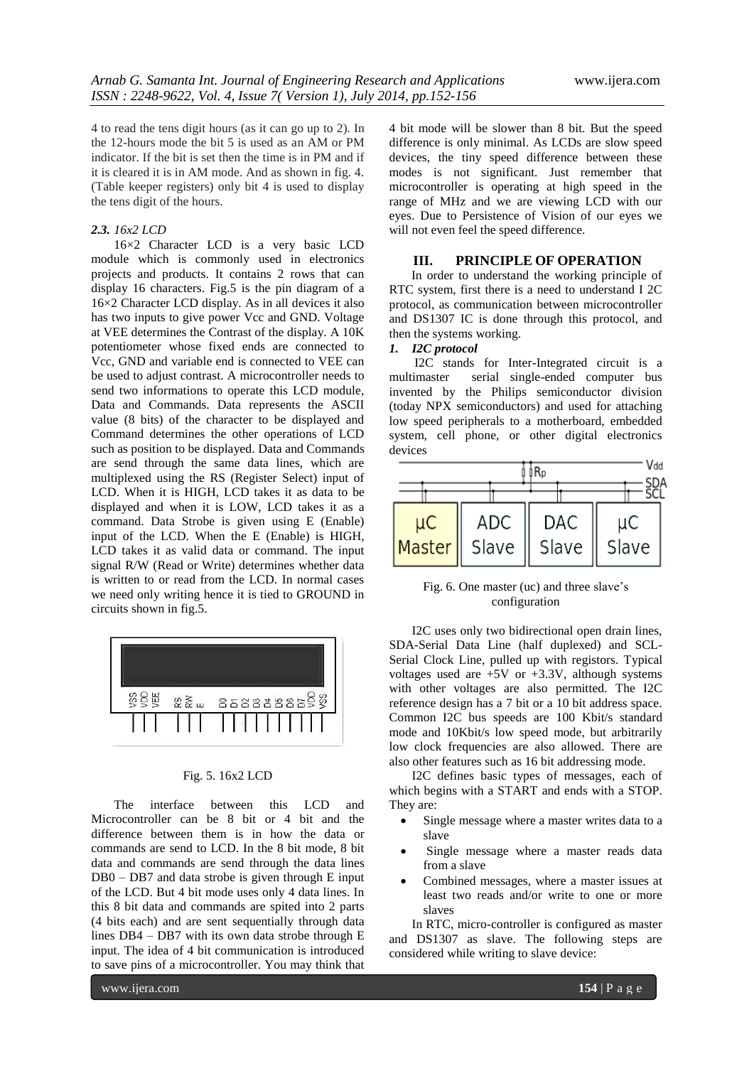4 to read the tens digit hours (as it can go up to 2). In the 12-hours mode the bit 5 is used as an AM or PM indicator. If the bit is set then the time is in PM and if it is cleared it is in AM mode. And as shown in fig. 4. (Table keeper registers) only bit 4 is used to display the tens digit of the hours.

### *2.3. 16x2 LCD*

16×2 Character LCD is a very basic LCD module which is commonly used in electronics projects and products. It contains 2 rows that can display 16 characters. Fig.5 is the pin diagram of a 16×2 Character LCD display. As in all devices it also has two inputs to give power Vcc and GND. Voltage at VEE determines the Contrast of the display. A 10K potentiometer whose fixed ends are connected to Vcc, GND and variable end is connected to VEE can be used to adjust contrast. A microcontroller needs to send two informations to operate this LCD module, Data and Commands. Data represents the ASCII value (8 bits) of the character to be displayed and Command determines the other operations of LCD such as position to be displayed. Data and Commands are send through the same data lines, which are multiplexed using the RS (Register Select) input of LCD. When it is HIGH, LCD takes it as data to be displayed and when it is LOW, LCD takes it as a command. Data Strobe is given using E (Enable) input of the LCD. When the E (Enable) is HIGH, LCD takes it as valid data or command. The input signal R/W (Read or Write) determines whether data is written to or read from the LCD. In normal cases we need only writing hence it is tied to GROUND in circuits shown in fig.5.

Fig. 5. 16x2 LCD

The interface between this LCD and Microcontroller can be 8 bit or 4 bit and the difference between them is in how the data or commands are send to LCD. In the 8 bit mode, 8 bit data and commands are send through the data lines DB0 – DB7 and data strobe is given through E input of the LCD. But 4 bit mode uses only 4 data lines. In this 8 bit data and commands are spited into 2 parts (4 bits each) and are sent sequentially through data lines DB4 – DB7 with its own data strobe through E input. The idea of 4 bit communication is introduced to save pins of a microcontroller. You may think that 4 bit mode will be slower than 8 bit. But the speed difference is only minimal. As LCDs are slow speed devices, the tiny speed difference between these modes is not significant. Just remember that microcontroller is operating at high speed in the range of MHz and we are viewing LCD with our eyes. Due to Persistence of Vision of our eyes we will not even feel the speed difference.

## III. PRINCIPLE OF OPERATION

In order to understand the working principle of RTC system, first there is a need to understand I 2C protocol, as communication between microcontroller and DS1307 IC is done through this protocol, and then the systems working.

### *1. I2C protocol*

I2C stands for Inter-Integrated circuit is a multimaster serial single-ended computer bus invented by the Philips semiconductor division (today NPX semiconductors) and used for attaching low speed peripherals to a motherboard, embedded system, cell phone, or other digital electronics devices

Fig. 6. One master (uc) and three slave's configuration

I2C uses only two bidirectional open drain lines, SDA-Serial Data Line (half duplexed) and SCL-Serial Clock Line, pulled up with registors. Typical voltages used are +5V or +3.3V, although systems with other voltages are also permitted. The I2C reference design has a 7 bit or a 10 bit address space. Common I2C bus speeds are 100 Kbit/s standard mode and 10Kbit/s low speed mode, but arbitrarily low clock frequencies are also allowed. There are also other features such as 16 bit addressing mode.

I2C defines basic types of messages, each of which begins with a START and ends with a STOP. They are:

- Single message where a master writes data to a slave
- Single message where a master reads data from a slave
- Combined messages, where a master issues at least two reads and/or write to one or more slaves

In RTC, micro-controller is configured as master and DS1307 as slave. The following steps are considered while writing to slave device: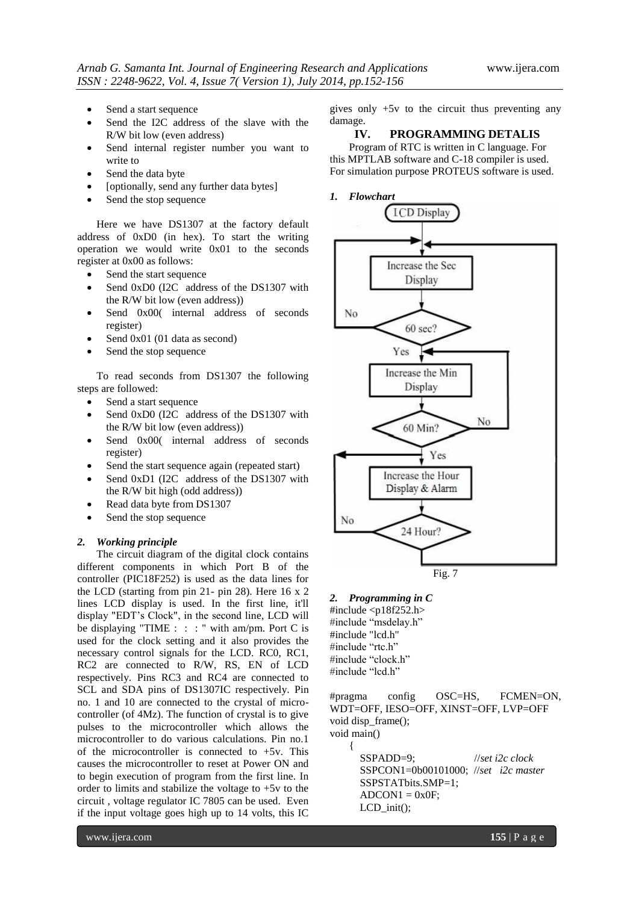- Send a start sequence
- Send the I2C address of the slave with the R/W bit low (even address)
- Send internal register number you want to write to
- Send the data byte
- [optionally, send any further data bytes]
- Send the stop sequence

Here we have DS1307 at the factory default address of 0xD0 (in hex). To start the writing operation we would write 0x01 to the seconds register at 0x00 as follows:

- Send the start sequence
- Send 0xD0 (I2C address of the DS1307 with the R/W bit low (even address))
- Send 0x00( internal address of seconds register)
- Send 0x01 (01 data as second)
- Send the stop sequence

To read seconds from DS1307 the following steps are followed:

- Send a start sequence
- Send 0xD0 (I2C address of the DS1307 with the R/W bit low (even address))
- Send 0x00( internal address of seconds register)
- Send the start sequence again (repeated start)
- Send 0xD1 (I2C address of the DS1307 with the R/W bit high (odd address))
- Read data byte from DS1307
- Send the stop sequence

### *2. Working principle*

The circuit diagram of the digital clock contains different components in which Port B of the controller (PIC18F252) is used as the data lines for the LCD (starting from pin 21- pin 28). Here 16 x 2 lines LCD display is used. In the first line, it'll display "EDT's Clock", in the second line, LCD will be displaying "TIME : : : " with am/pm. Port C is used for the clock setting and it also provides the necessary control signals for the LCD. RC0, RC1, RC2 are connected to R/W, RS, EN of LCD respectively. Pins RC3 and RC4 are connected to SCL and SDA pins of DS1307IC respectively. Pin no. 1 and 10 are connected to the crystal of micro-controller (of 4Mz). The function of crystal is to give pulses to the microcontroller which allows the microcontroller to do various calculations. Pin no.1 of the microcontroller is connected to +5v. This causes the microcontroller to reset at Power ON and to begin execution of program from the first line. In order to limits and stabilize the voltage to +5v to the circuit , voltage regulator IC 7805 can be used. Even if the input voltage goes high up to 14 volts, this IC gives only +5v to the circuit thus preventing any damage.

## IV. PROGRAMMING DETALIS

Program of RTC is written in C language. For this MPTLAB software and C-18 compiler is used. For simulation purpose PROTEUS software is used.

### *1. Flowchart*

Fig. 7

### *2. Programming in C*

```
#include <p18f252.h>
#include “msdelay.h”
#include "lcd.h"
#include “rtc.h”
#include “clock.h”
#include “lcd.h”

#pragma config OSC=HS, FCMEN=ON, WDT=OFF, IESO=OFF, XINST=OFF, LVP=OFF
void disp_frame();
void main()
    {
      SSPADD=9;              //set i2c clock
      SSPCON1=0b00101000;  //set  i2c master
      SSPSTATbits.SMP=1;
      ADCON1 = 0x0F;
      LCD_init();
```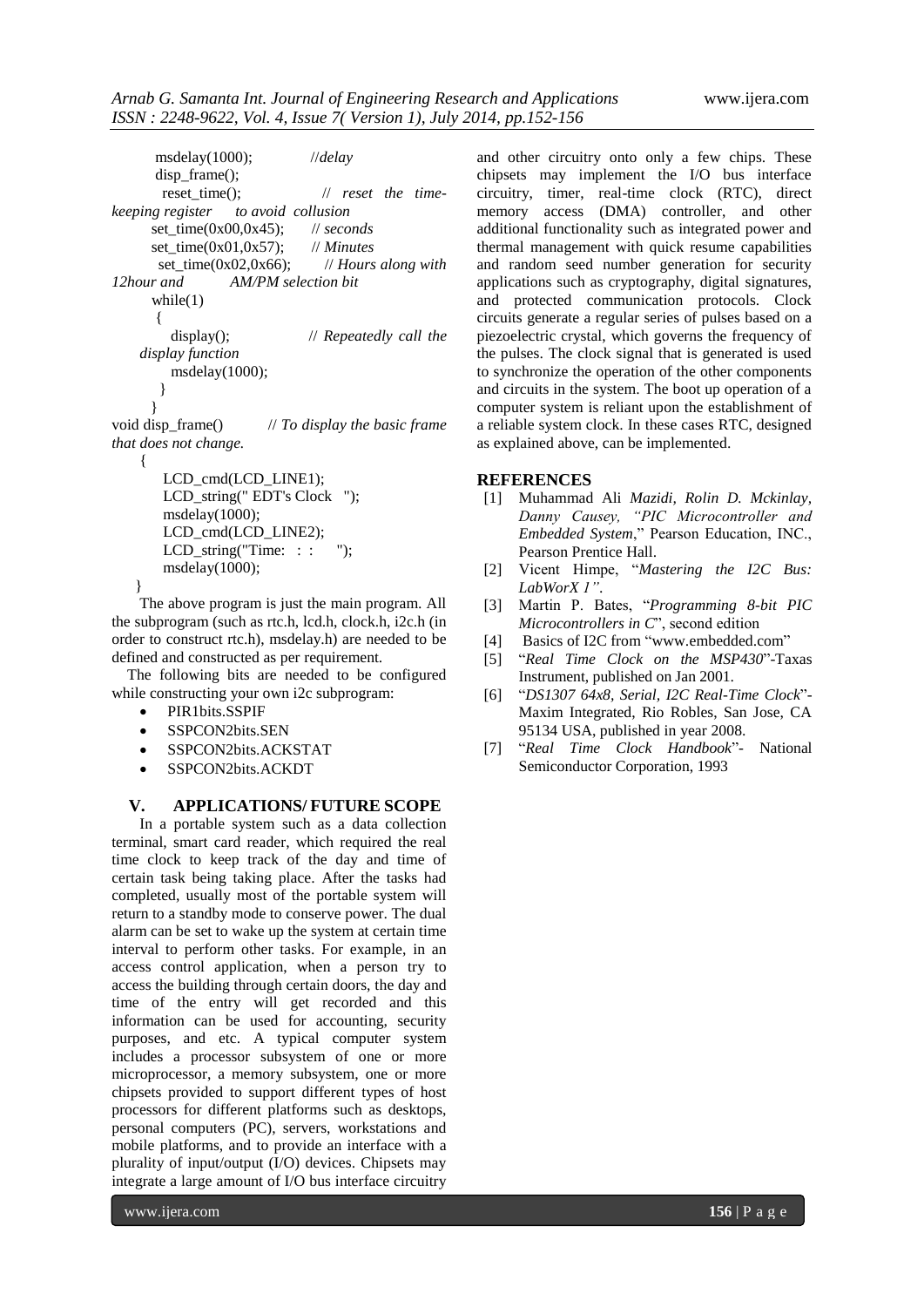```
msdelay(1000);            //delay
disp_frame();
reset_time();             // reset the time-keeping register    to avoid collusion
set_time(0x00,0x45);      // seconds
set_time(0x01,0x57);      // Minutes
set_time(0x02,0x66);      // Hours along with 12hour and    AM/PM selection bit
while(1)
{
   display();             // Repeatedly call the display function
   msdelay(1000);
}
}
void disp_frame()         // To display the basic frame that does not change.
{
   LCD_cmd(LCD_LINE1);
   LCD_string(" EDT's Clock   ");
   msdelay(1000);
   LCD_cmd(LCD_LINE2);
   LCD_string("Time:  : :     ");
   msdelay(1000);
}
```

The above program is just the main program. All the subprogram (such as rtc.h, lcd.h, clock.h, i2c.h (in order to construct rtc.h), msdelay.h) are needed to be defined and constructed as per requirement.

The following bits are needed to be configured while constructing your own i2c subprogram:

- PIR1bits.SSPIF
- SSPCON2bits.SEN
- SSPCON2bits.ACKSTAT
- SSPCON2bits.ACKDT

## V. APPLICATIONS/ FUTURE SCOPE

In a portable system such as a data collection terminal, smart card reader, which required the real time clock to keep track of the day and time of certain task being taking place. After the tasks had completed, usually most of the portable system will return to a standby mode to conserve power. The dual alarm can be set to wake up the system at certain time interval to perform other tasks. For example, in an access control application, when a person try to access the building through certain doors, the day and time of the entry will get recorded and this information can be used for accounting, security purposes, and etc. A typical computer system includes a processor subsystem of one or more microprocessor, a memory subsystem, one or more chipsets provided to support different types of host processors for different platforms such as desktops, personal computers (PC), servers, workstations and mobile platforms, and to provide an interface with a plurality of input/output (I/O) devices. Chipsets may integrate a large amount of I/O bus interface circuitry and other circuitry onto only a few chips. These chipsets may implement the I/O bus interface circuitry, timer, real-time clock (RTC), direct memory access (DMA) controller, and other additional functionality such as integrated power and thermal management with quick resume capabilities and random seed number generation for security applications such as cryptography, digital signatures, and protected communication protocols. Clock circuits generate a regular series of pulses based on a piezoelectric crystal, which governs the frequency of the pulses. The clock signal that is generated is used to synchronize the operation of the other components and circuits in the system. The boot up operation of a computer system is reliant upon the establishment of a reliable system clock. In these cases RTC, designed as explained above, can be implemented.

## REFERENCES

[1] Muhammad Ali *Mazidi, Rolin D. Mckinlay, Danny Causey, "PIC Microcontroller and Embedded System*," Pearson Education, INC., Pearson Prentice Hall.

[2] Vicent Himpe, "*Mastering the I2C Bus: LabWorX 1"*.

[3] Martin P. Bates, "*Programming 8-bit PIC Microcontrollers in C*", second edition

[4] Basics of I2C from "www.embedded.com"

[5] "*Real Time Clock on the MSP430*"-Taxas Instrument, published on Jan 2001.

[6] "*DS1307 64x8, Serial, I2C Real-Time Clock*"-Maxim Integrated, Rio Robles, San Jose, CA 95134 USA, published in year 2008.

[7] "*Real Time Clock Handbook*"- National Semiconductor Corporation, 1993